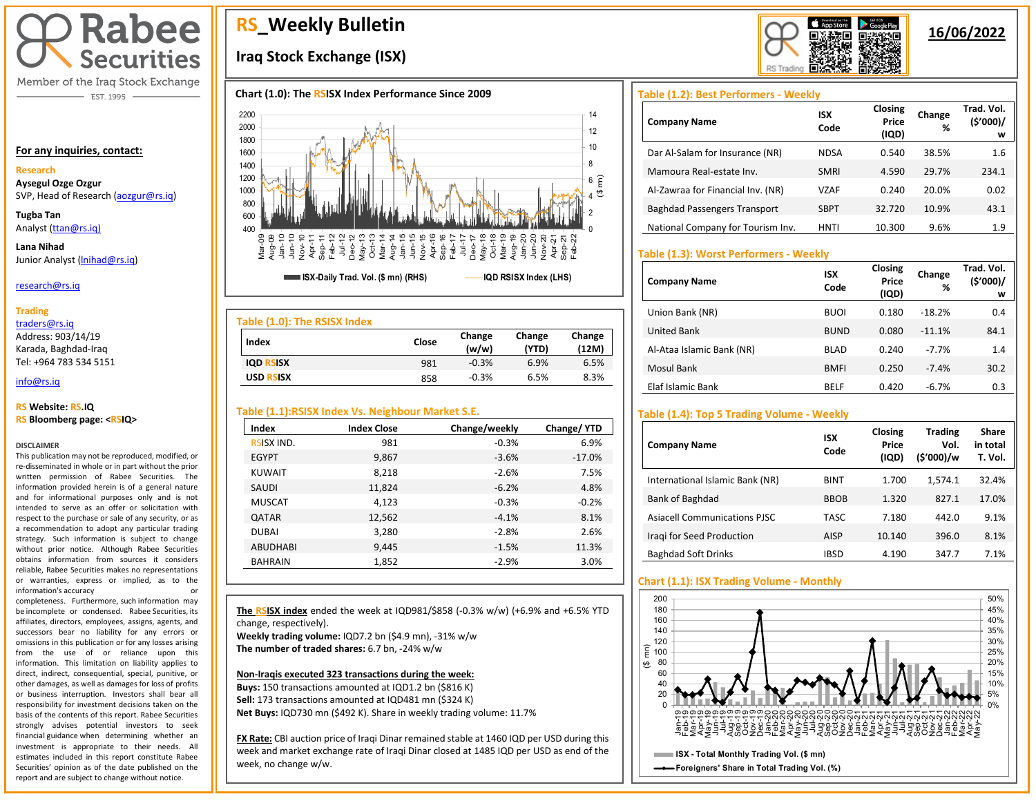# RS_Weekly Bulletin

## Iraq Stock Exchange (ISX)

**16/06/2022**

Rabee Securities
Member of the Iraq Stock Exchange
EST. 1995

**For any inquiries, contact:**

**Research**

**Aysegul Ozge Ozgur**
SVP, Head of Research (aozgur@rs.iq)

**Tugba Tan**
Analyst (ttan@rs.iq)

**Lana Nihad**
Junior Analyst (lnihad@rs.iq)

research@rs.iq

**Trading**
traders@rs.iq
Address: 903/14/19
Karada, Baghdad-Iraq
Tel: +964 783 534 5151

info@rs.iq

**RS Website: RS.IQ**
**RS Bloomberg page: <RSIQ>**

DISCLAIMER
This publication may not be reproduced, modified, or re-disseminated in whole or in part without the prior written permission of Rabee Securities. The information provided herein is of a general nature and for informational purposes only and is not intended to serve as an offer or solicitation with respect to the purchase or sale of any security, or as a recommendation to adopt any particular trading strategy. Such information is subject to change without prior notice. Although Rabee Securities obtains information from sources it considers reliable, Rabee Securities makes no representations or warranties, express or implied, as to the information's accuracy or completeness. Furthermore, such information may be incomplete or condensed. Rabee Securities, its affiliates, directors, employees, assigns, agents, and successors bear no liability for any errors or omissions in this publication or for any losses arising from the use of or reliance upon this information. This limitation applies to direct, indirect, consequential, special, punitive, or other damages, as well as damages for loss of profits or business interruption. Investors shall bear all responsibility for investment decisions taken on the basis of the contents of this report. Rabee Securities strongly advises potential investors to seek financial guidance when determining whether an investment is appropriate to their needs. All estimates included in this report constitute Rabee Securities' opinion as of the date published on the report and are subject to change without notice.

### Chart (1.0): The RSISX Index Performance Since 2009

ISX-Daily Trad. Vol. ($ mn) (RHS) — IQD RSISX Index (LHS)

### Table (1.0): The RSISX Index

| Index | Close | Change (w/w) | Change (YTD) | Change (12M) |
|---|---|---|---|---|
| IQD RSISX | 981 | -0.3% | 6.9% | 6.5% |
| USD RSISX | 858 | -0.3% | 6.5% | 8.3% |

### Table (1.1):RSISX Index Vs. Neighbour Market S.E.

| Index | Index Close | Change/weekly | Change/ YTD |
|---|---|---|---|
| RSISX IND. | 981 | -0.3% | 6.9% |
| EGYPT | 9,867 | -3.6% | -17.0% |
| KUWAIT | 8,218 | -2.6% | 7.5% |
| SAUDI | 11,824 | -6.2% | 4.8% |
| MUSCAT | 4,123 | -0.3% | -0.2% |
| QATAR | 12,562 | -4.1% | 8.1% |
| DUBAI | 3,280 | -2.8% | 2.6% |
| ABUDHABI | 9,445 | -1.5% | 11.3% |
| BAHRAIN | 1,852 | -2.9% | 3.0% |

**The RSISX index** ended the week at IQD981/$858 (-0.3% w/w) (+6.9% and +6.5% YTD change, respectively).
**Weekly trading volume:** IQD7.2 bn ($4.9 mn), -31% w/w
**The number of traded shares:** 6.7 bn, -24% w/w

**Non-Iraqis executed 323 transactions during the week:**
**Buys:** 150 transactions amounted at IQD1.2 bn ($816 K)
**Sell:** 173 transactions amounted at IQD481 mn ($324 K)
**Net Buys:** IQD730 mn ($492 K). Share in weekly trading volume: 11.7%

**FX Rate:** CBI auction price of Iraqi Dinar remained stable at 1460 IQD per USD during this week and market exchange rate of Iraqi Dinar closed at 1485 IQD per USD as end of the week, no change w/w.

### Table (1.2): Best Performers - Weekly

| Company Name | ISX Code | Closing Price (IQD) | Change % | Trad. Vol. ($'000)/ w |
|---|---|---|---|---|
| Dar Al-Salam for Insurance (NR) | NDSA | 0.540 | 38.5% | 1.6 |
| Mamoura Real-estate Inv. | SMRI | 4.590 | 29.7% | 234.1 |
| Al-Zawraa for Financial Inv. (NR) | VZAF | 0.240 | 20.0% | 0.02 |
| Baghdad Passengers Transport | SBPT | 32.720 | 10.9% | 43.1 |
| National Company for Tourism Inv. | HNTI | 10.300 | 9.6% | 1.9 |

### Table (1.3): Worst Performers - Weekly

| Company Name | ISX Code | Closing Price (IQD) | Change % | Trad. Vol. ($'000)/ w |
|---|---|---|---|---|
| Union Bank (NR) | BUOI | 0.180 | -18.2% | 0.4 |
| United Bank | BUND | 0.080 | -11.1% | 84.1 |
| Al-Ataa Islamic Bank (NR) | BLAD | 0.240 | -7.7% | 1.4 |
| Mosul Bank | BMFI | 0.250 | -7.4% | 30.2 |
| Elaf Islamic Bank | BELF | 0.420 | -6.7% | 0.3 |

### Table (1.4): Top 5 Trading Volume - Weekly

| Company Name | ISX Code | Closing Price (IQD) | Trading Vol. ($'000)/w | Share in total T. Vol. |
|---|---|---|---|---|
| International Islamic Bank (NR) | BINT | 1.700 | 1,574.1 | 32.4% |
| Bank of Baghdad | BBOB | 1.320 | 827.1 | 17.0% |
| Asiacell Communications PJSC | TASC | 7.180 | 442.0 | 9.1% |
| Iraqi for Seed Production | AISP | 10.140 | 396.0 | 8.1% |
| Baghdad Soft Drinks | IBSD | 4.190 | 347.7 | 7.1% |

### Chart (1.1): ISX Trading Volume - Monthly

ISX - Total Monthly Trading Vol. ($ mn) — Foreigners' Share in Total Trading Vol. (%)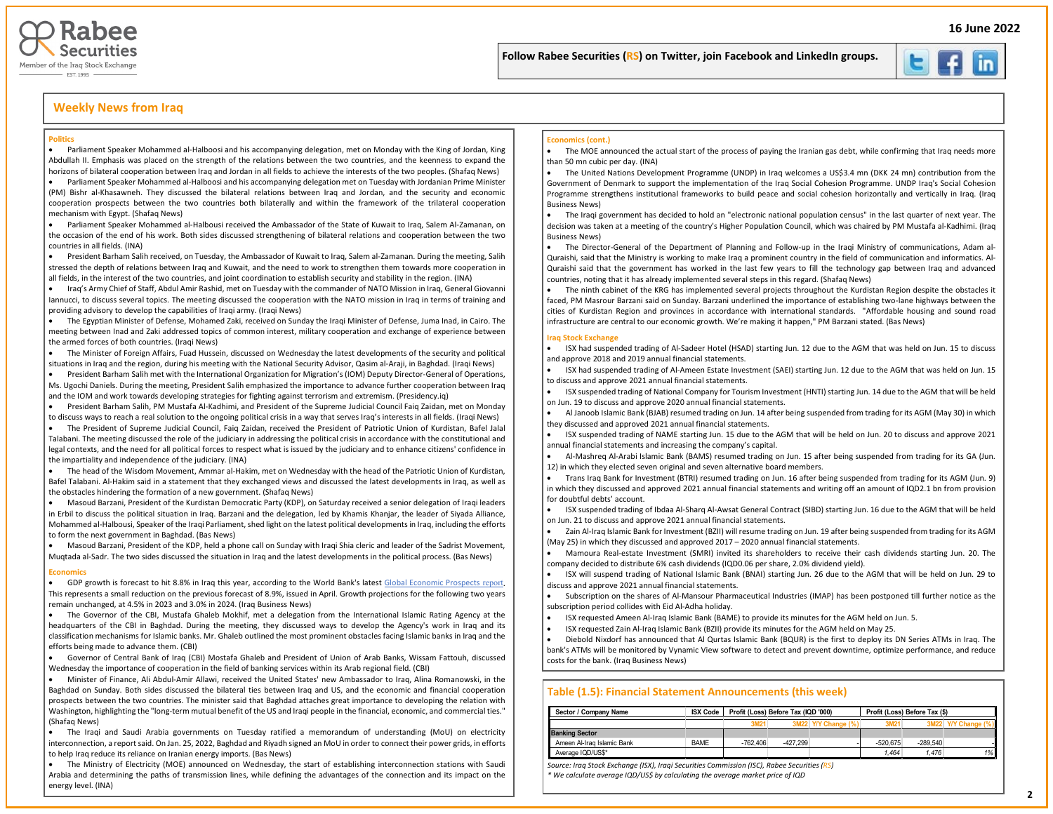## Weekly News from Iraq

### Politics

- Parliament Speaker Mohammed al-Halboosi and his accompanying delegation, met on Monday with the King of Jordan, King Abdullah II. Emphasis was placed on the strength of the relations between the two countries, and the keenness to expand the horizons of bilateral cooperation between Iraq and Jordan in all fields to achieve the interests of the two peoples. (Shafaq News)
- Parliament Speaker Mohammed al-Halboosi and his accompanying delegation met on Tuesday with Jordanian Prime Minister (PM) Bishr al-Khasawneh. They discussed the bilateral relations between Iraq and Jordan, and the security and economic cooperation prospects between the two countries both bilaterally and within the framework of the trilateral cooperation mechanism with Egypt. (Shafaq News)
- Parliament Speaker Mohammed al-Halbousi received the Ambassador of the State of Kuwait to Iraq, Salem Al-Zamanan, on the occasion of the end of his work. Both sides discussed strengthening of bilateral relations and cooperation between the two countries in all fields. (INA)
- President Barham Salih received, on Tuesday, the Ambassador of Kuwait to Iraq, Salem al-Zamanan. During the meeting, Salih stressed the depth of relations between Iraq and Kuwait, and the need to work to strengthen them towards more cooperation in all fields, in the interest of the two countries, and joint coordination to establish security and stability in the region. (INA)
- Iraq's Army Chief of Staff, Abdul Amir Rashid, met on Tuesday with the commander of NATO Mission in Iraq, General Giovanni Iannucci, to discuss several topics. The meeting discussed the cooperation with the NATO mission in Iraq in terms of training and providing advisory to develop the capabilities of Iraqi army. (Iraqi News)
- The Egyptian Minister of Defense, Mohamed Zaki, received on Sunday the Iraqi Minister of Defense, Juma Inad, in Cairo. The meeting between Inad and Zaki addressed topics of common interest, military cooperation and exchange of experience between the armed forces of both countries. (Iraqi News)
- The Minister of Foreign Affairs, Fuad Hussein, discussed on Wednesday the latest developments of the security and political situations in Iraq and the region, during his meeting with the National Security Advisor, Qasim al-Araji, in Baghdad. (Iraqi News)
- President Barham Salih met with the International Organization for Migration's (IOM) Deputy Director-General of Operations, Ms. Ugochi Daniels. During the meeting, President Salih emphasized the importance to advance further cooperation between Iraq and the IOM and work towards developing strategies for fighting against terrorism and extremism. (Presidency.iq)
- President Barham Salih, PM Mustafa Al-Kadhimi, and President of the Supreme Judicial Council Faiq Zaidan, met on Monday to discuss ways to reach a real solution to the ongoing political crisis in a way that serves Iraq's interests in all fields. (Iraqi News)
- The President of Supreme Judicial Council, Faiq Zaidan, received the President of Patriotic Union of Kurdistan, Bafel Jalal Talabani. The meeting discussed the role of the judiciary in addressing the political crisis in accordance with the constitutional and legal contexts, and the need for all political forces to respect what is issued by the judiciary and to enhance citizens' confidence in the impartiality and independence of the judiciary. (INA)
- The head of the Wisdom Movement, Ammar al-Hakim, met on Wednesday with the head of the Patriotic Union of Kurdistan, Bafel Jalal Talabani. Al-Hakim said in a statement that they exchanged views and discussed the latest developments in Iraq, as well as the obstacles hindering the formation of a new government. (Shafaq News)
- Masoud Barzani, President of the Kurdistan Democratic Party (KDP), on Saturday received a senior delegation of Iraqi leaders in Erbil to discuss the political situation in Iraq. Barzani and the delegation, led by Khamis Khanjar, the leader of Siyada Alliance, Mohammed al-Halbousi, Speaker of the Iraqi Parliament, shed light on the latest political developments in Iraq, including the efforts to form the next government in Baghdad. (Bas News)
- Masoud Barzani, President of the KDP, held a phone call on Sunday with Iraqi Shia cleric and leader of the Sadrist Movement, Muqtada al-Sadr. The two sides discussed the situation in Iraq and the latest developments in the political process. (Bas News)

### Economics

- GDP growth is forecast to hit 8.8% in Iraq this year, according to the World Bank's latest Global Economic Prospects report. This represents a small reduction on the previous forecast of 8.9%, issued in April. Growth projections for the following two years remain unchanged, at 4.5% in 2023 and 3.0% in 2024. (Iraq Business News)
- The Governor of the CBI, Mustafa Ghaleb Mokhif, met a delegation from the International Islamic Rating Agency at the headquarters of the CBI in Baghdad. During the meeting, they discussed ways to develop the Agency's work in Iraq and its classification mechanisms for Islamic banks. Mr. Ghaleb outlined the most prominent obstacles facing Islamic banks in Iraq and the efforts being made to advance them. (CBI)
- Governor of Central Bank of Iraq (CBI) Mostafa Ghaleb and President of Union of Arab Banks, Wissam Fattouh, discussed Wednesday the importance of cooperation in the field of banking services within its Arab regional field. (CBI)
- Minister of Finance, Ali Abdul-Amir Allawi, received the United States' new Ambassador to Iraq, Alina Romanowski, in the Baghdad on Sunday. Both sides discussed the bilateral ties between Iraq and US, and the economic and financial cooperation prospects between the two countries. The minister said that Baghdad attaches great importance to developing the relation with Washington, highlighting the "long-term mutual benefit of the US and Iraqi people in the financial, economic, and commercial ties." (Shafaq News)
- The Iraqi and Saudi Arabia governments on Tuesday ratified a memorandum of understanding (MoU) on electricity interconnection, a report said. On Jan. 25, 2022, Baghdad and Riyadh signed an MoU in order to connect their power grids, in efforts to help Iraq reduce its reliance on Iranian energy imports. (Bas News)
- The Ministry of Electricity (MOE) announced on Wednesday, the start of establishing interconnection stations with Saudi Arabia and determining the paths of transmission lines, while defining the advantages of the connection and its impact on the energy level. (INA)

### Economics (cont.)

- The MOE announced the actual start of the process of paying the Iranian gas debt, while confirming that Iraq needs more than 50 mn cubic per day. (INA)
- The United Nations Development Programme (UNDP) in Iraq welcomes a US$3.4 mn (DKK 24 mn) contribution from the Government of Denmark to support the implementation of the Iraq Social Cohesion Programme. UNDP Iraq's Social Cohesion Programme strengthens institutional frameworks to build peace and social cohesion horizontally and vertically in Iraq. (Iraq Business News)
- The Iraqi government has decided to hold an "electronic national population census" in the last quarter of next year. The decision was taken at a meeting of the country's Higher Population Council, which was chaired by PM Mustafa al-Kadhimi. (Iraq Business News)
- The Director-General of the Department of Planning and Follow-up in the Iraqi Ministry of communications, Adam al-Quraishi, said that the Ministry is working to make Iraq a prominent country in the field of communication and informatics. Al-Quraishi said that the government has worked in the last few years to fill the technology gap between Iraq and advanced countries, noting that it has already implemented several steps in this regard. (Shafaq News)
- The ninth cabinet of the KRG has implemented several projects throughout the Kurdistan Region despite the obstacles it faced, PM Masrour Barzani said on Sunday. Barzani underlined the importance of establishing two-lane highways between the cities of Kurdistan Region and provinces in accordance with international standards. "Affordable housing and sound road infrastructure are central to our economic growth. We're making it happen," PM Barzani stated. (Bas News)

### Iraq Stock Exchange

- ISX had suspended trading of Al-Sadeer Hotel (HSAD) starting Jun. 12 due to the AGM that was held on Jun. 15 to discuss and approve 2018 and 2019 annual financial statements.
- ISX had suspended trading of Al-Ameen Estate Investment (SAEI) starting Jun. 12 due to the AGM that was held on Jun. 15 to discuss and approve 2021 annual financial statements.
- ISX suspended trading of National Company for Tourism Investment (HNTI) starting Jun. 14 due to the AGM that will be held on Jun. 19 to discuss and approve 2020 annual financial statements.
- Al Janoob Islamic Bank (BJAB) resumed trading on Jun. 14 after being suspended from trading for its AGM (May 30) in which they discussed and approved 2021 annual financial statements.
- ISX suspended trading of NAME starting Jun. 15 due to the AGM that will be held on Jun. 20 to discuss and approve 2021 annual financial statements and increasing the company's capital.
- Al-Mashreq Al-Arabi Islamic Bank (BAMS) resumed trading on Jun. 15 after being suspended from trading for its GA (Jun. 12) in which they elected seven original and seven alternative board members.
- Trans Iraq Bank for Investment (BTRI) resumed trading on Jun. 16 after being suspended from trading for its AGM (Jun. 9) in which they discussed and approved 2021 annual financial statements and writing off an amount of IQD2.1 bn from provision for doubtful debts' account.
- ISX suspended trading of Ibdaa Al-Sharq Al-Awsat General Contract (SIBD) starting Jun. 16 due to the AGM that will be held on Jun. 21 to discuss and approve 2021 annual financial statements.
- Zain Al-Iraq Islamic Bank for Investment (BZII) will resume trading on Jun. 19 after being suspended from trading for its AGM (May 25) in which they discussed and approved 2017 – 2020 annual financial statements.
- Mamoura Real-estate Investment (SMRI) invited its shareholders to receive their cash dividends starting Jun. 20. The company decided to distribute 6% cash dividends (IQD0.06 per share, 2.0% dividend yield).
- ISX will suspend trading of National Islamic Bank (BNAI) starting Jun. 26 due to the AGM that will be held on Jun. 29 to discuss and approve 2021 annual financial statements.
- Subscription on the shares of Al-Mansour Pharmaceutical Industries (IMAP) has been postponed till further notice as the subscription period collides with Eid Al-Adha holiday.
- ISX requested Ameen Al-Iraq Islamic Bank (BAME) to provide its minutes for the AGM held on Jun. 5.
- ISX requested Zain Al-Iraq Islamic Bank (BZII) provide its minutes for the AGM held on May 25.
- Diebold Nixdorf has announced that Al Qurtas Islamic Bank (BQUR) is the first to deploy its DN Series ATMs in Iraq. The bank's ATMs will be monitored by Vynamic View software to detect and prevent downtime, optimize performance, and reduce costs for the bank. (Iraq Business News)

### Table (1.5): Financial Statement Announcements (this week)

| Sector / Company Name | ISX Code | Profit (Loss) Before Tax (IQD '000) | | | Profit (Loss) Before Tax ($) | | |
|---|---|---|---|---|---|---|---|
| | | 3M21 | 3M22 | Y/Y Change (%) | 3M21 | 3M22 | Y/Y Change (%) |
| **Banking Sector** | | | | | | | |
| Ameen Al-Iraq Islamic Bank | BAME | -762,406 | -427,299 | - | -520,675 | -289,540 | - |
| Average IQD/US$* | | | | | *1,464* | *1,476* | *1%* |

*Source: Iraq Stock Exchange (ISX), Iraqi Securities Commission (ISC), Rabee Securities (RS)*

*\* We calculate average IQD/US$ by calculating the average market price of IQD*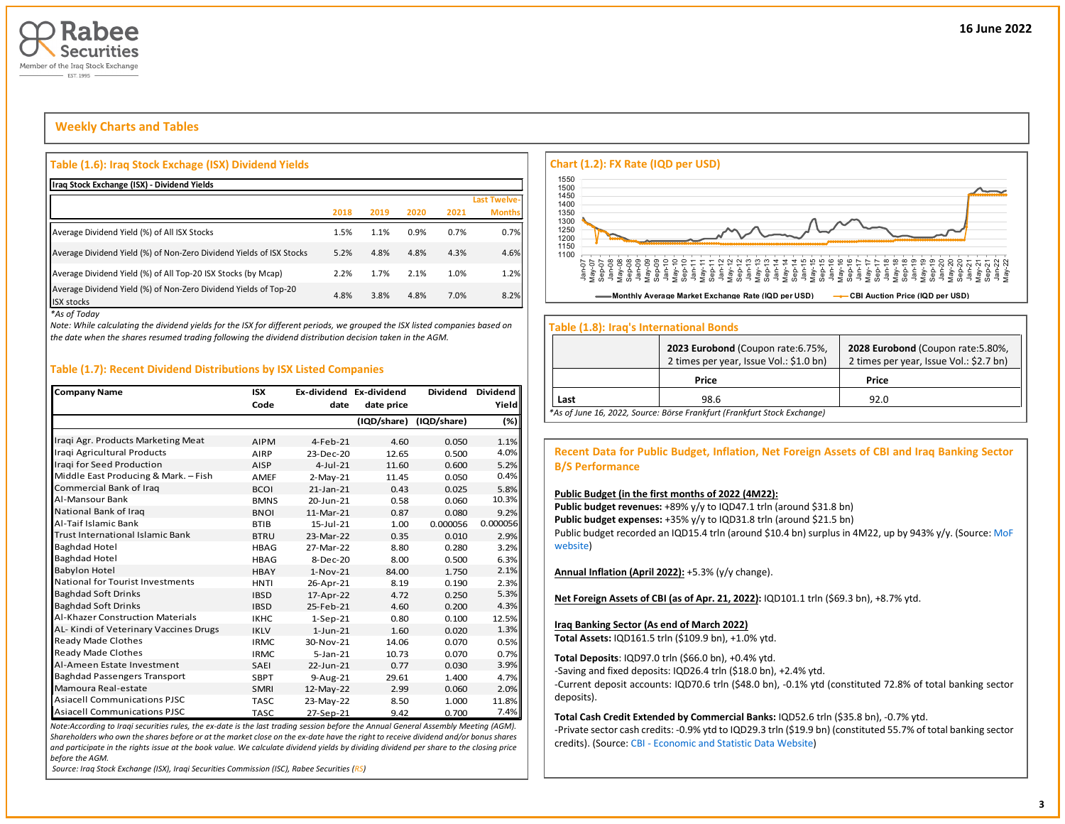16 June 2022

## Weekly Charts and Tables

### Table (1.6): Iraq Stock Exchange (ISX) Dividend Yields

| Iraq Stock Exchange (ISX) - Dividend Yields | 2018 | 2019 | 2020 | 2021 | Last Twelve-Months |
|---|---|---|---|---|---|
| Average Dividend Yield (%) of All ISX Stocks | 1.5% | 1.1% | 0.9% | 0.7% | 0.7% |
| Average Dividend Yield (%) of Non-Zero Dividend Yields of ISX Stocks | 5.2% | 4.8% | 4.8% | 4.3% | 4.6% |
| Average Dividend Yield (%) of All Top-20 ISX Stocks (by Mcap) | 2.2% | 1.7% | 2.1% | 1.0% | 1.2% |
| Average Dividend Yield (%) of Non-Zero Dividend Yields of Top-20 ISX stocks | 4.8% | 3.8% | 4.8% | 7.0% | 8.2% |

*\*As of Today*

*Note: While calculating the dividend yields for the ISX for different periods, we grouped the ISX listed companies based on the date when the shares resumed trading following the dividend distribution decision taken in the AGM.*

### Table (1.7): Recent Dividend Distributions by ISX Listed Companies

| Company Name | ISX Code | Ex-dividend date | Ex-dividend date price (IQD/share) | Dividend (IQD/share) | Dividend Yield (%) |
|---|---|---|---|---|---|
| Iraqi Agr. Products Marketing Meat | AIPM | 4-Feb-21 | 4.60 | 0.050 | 1.1% |
| Iraqi Agricultural Products | AIRP | 23-Dec-20 | 12.65 | 0.500 | 4.0% |
| Iraqi for Seed Production | AISP | 4-Jul-21 | 11.60 | 0.600 | 5.2% |
| Middle East Producing & Mark. – Fish | AMEF | 2-May-21 | 11.45 | 0.050 | 0.4% |
| Commercial Bank of Iraq | BCOI | 21-Jan-21 | 0.43 | 0.025 | 5.8% |
| Al-Mansour Bank | BMNS | 20-Jun-21 | 0.58 | 0.060 | 10.3% |
| National Bank of Iraq | BNOI | 11-Mar-21 | 0.87 | 0.080 | 9.2% |
| Al-Taif Islamic Bank | BTIB | 15-Jul-21 | 1.00 | 0.000056 | 0.000056 |
| Trust International Islamic Bank | BTRU | 23-Mar-22 | 0.35 | 0.010 | 2.9% |
| Baghdad Hotel | HBAG | 27-Mar-22 | 8.80 | 0.280 | 3.2% |
| Baghdad Hotel | HBAG | 8-Dec-20 | 8.00 | 0.500 | 6.3% |
| Babylon Hotel | HBAY | 1-Nov-21 | 84.00 | 1.750 | 2.1% |
| National for Tourist Investments | HNTI | 26-Apr-21 | 8.19 | 0.190 | 2.3% |
| Baghdad Soft Drinks | IBSD | 17-Apr-22 | 4.72 | 0.250 | 5.3% |
| Baghdad Soft Drinks | IBSD | 25-Feb-21 | 4.60 | 0.200 | 4.3% |
| Al-Khazer Construction Materials | IKHC | 1-Sep-21 | 0.80 | 0.100 | 12.5% |
| AL- Kindi of Veterinary Vaccines Drugs | IKLV | 1-Jun-21 | 1.60 | 0.020 | 1.3% |
| Ready Made Clothes | IRMC | 30-Nov-21 | 14.06 | 0.070 | 0.5% |
| Ready Made Clothes | IRMC | 5-Jan-21 | 10.73 | 0.070 | 0.7% |
| Al-Ameen Estate Investment | SAEI | 22-Jun-21 | 0.77 | 0.030 | 3.9% |
| Baghdad Passengers Transport | SBPT | 9-Aug-21 | 29.61 | 1.400 | 4.7% |
| Mamoura Real-estate | SMRI | 12-May-22 | 2.99 | 0.060 | 2.0% |
| Asiacell Communications PJSC | TASC | 23-May-22 | 8.50 | 1.000 | 11.8% |
| Asiacell Communications PJSC | TASC | 27-Sep-21 | 9.42 | 0.700 | 7.4% |

*Note:According to Iraqi securities rules, the ex-date is the last trading session before the Annual General Assembly Meeting (AGM). Shareholders who own the shares before or at the market close on the ex-date have the right to receive dividend and/or bonus shares and participate in the rights issue at the book value. We calculate dividend yields by dividing dividend per share to the closing price before the AGM.*

*Source: Iraqi Stock Exchange (ISX), Iraqi Securities Commission (ISC), Rabee Securities (RS)*

### Chart (1.2): FX Rate (IQD per USD)

Legend: Monthly Average Market Exchange Rate (IQD per USD); CBI Auction Price (IQD per USD)

### Table (1.8): Iraq's International Bonds

| | **2023 Eurobond** (Coupon rate:6.75%, 2 times per year, Issue Vol.: $1.0 bn) | **2028 Eurobond** (Coupon rate:5.80%, 2 times per year, Issue Vol.: $2.7 bn) |
|---|---|---|
| | **Price** | **Price** |
| Last | 98.6 | 92.0 |

*\*As of June 16, 2022, Source: Börse Frankfurt (Frankfurt Stock Exchange)*

### Recent Data for Public Budget, Inflation, Net Foreign Assets of CBI and Iraq Banking Sector B/S Performance

**Public Budget (in the first months of 2022 (4M22):**
**Public budget revenues:** +89% y/y to IQD47.1 trln (around $31.8 bn)
**Public budget expenses:** +35% y/y to IQD31.8 trln (around $21.5 bn)
Public budget recorded an IQD15.4 trln (around $10.4 bn) surplus in 4M22, up by 943% y/y. (Source: MoF website)

**Annual Inflation (April 2022):** +5.3% (y/y change).

**Net Foreign Assets of CBI (as of Apr. 21, 2022):** IQD101.1 trln ($69.3 bn), +8.7% ytd.

**Iraq Banking Sector (As end of March 2022)**
**Total Assets:** IQD161.5 trln ($109.9 bn), +1.0% ytd.

**Total Deposits**: IQD97.0 trln ($66.0 bn), +0.4% ytd.
-Saving and fixed deposits: IQD26.4 trln ($18.0 bn), +2.4% ytd.
-Current deposit accounts: IQD70.6 trln ($48.0 bn), -0.1% ytd (constituted 72.8% of total banking sector deposits).

**Total Cash Credit Extended by Commercial Banks:** IQD52.6 trln ($35.8 bn), -0.7% ytd.
-Private sector cash credits: -0.9% ytd to IQD29.3 trln ($19.9 bn) (constituted 55.7% of total banking sector credits). (Source: CBI - Economic and Statistic Data Website)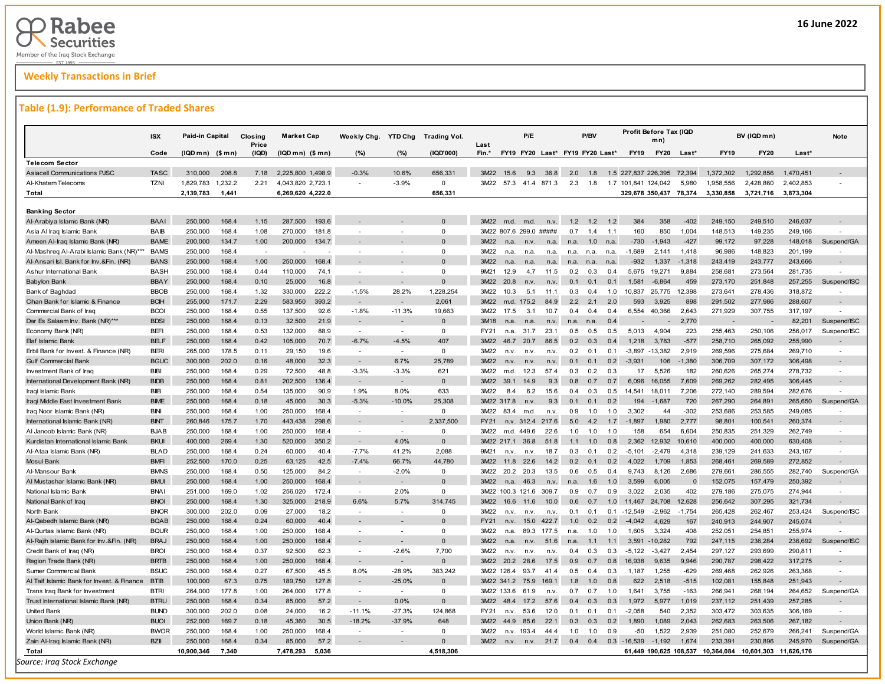Rabee Securities

Member of the Iraq Stock Exchange

16 June 2022

## Weekly Transactions in Brief

### Table (1.9): Performance of Traded Shares

| | ISX | Paid-in Capital | | Closing Price | Market Cap | | Weekly Chg. | YTD Chg | Trading Vol. | Last | P/E | | | P/BV | | | Profit Before Tax (IQD mn) | | | BV (IQD mn) | | | Note |
|---|---|---|---|---|---|---|---|---|---|---|---|---|---|---|---|---|---|---|---|---|---|---|---|
| | Code | (IQD mn) | ($ mn) | (IQD) | (IQD mn) | ($ mn) | (%) | (%) | (IQD'000) | Fin.* | FY19 | FY20 | Last* | FY19 | FY20 | Last* | FY19 | FY20 | Last* | FY19 | FY20 | Last* | |
| **Telecom Sector** | | | | | | | | | | | | | | | | | | | | | | | |
| Asiacell Communications PJSC | TASC | 310,000 | 208.8 | 7.18 | 2,225,800 | 1,498.9 | -0.3% | 10.6% | 656,331 | 3M22 | 15.6 | 9.3 | 36.8 | 2.0 | 1.8 | 1.5 | 227,837 | 226,395 | 72,394 | 1,372,302 | 1,292,856 | 1,470,451 | - |
| Al-Khatem Telecoms | TZNI | 1,829,783 | 1,232.2 | 2.21 | 4,043,820 | 2,723.1 | - | -3.9% | 0 | 3M22 | 57.3 | 41.4 | 871.3 | 2.3 | 1.8 | 1.7 | 101,841 | 124,042 | 5,980 | 1,958,556 | 2,428,860 | 2,402,853 | - |
| **Total** | | **2,139,783** | **1,441** | | **6,269,620** | **4,222.0** | | | **656,331** | | | | | | | | **329,678** | **350,437** | **78,374** | **3,330,858** | **3,721,716** | **3,873,304** | |
| **Banking Sector** | | | | | | | | | | | | | | | | | | | | | | | |
| Al-Arabiya Islamic Bank (NR) | BAAI | 250,000 | 168.4 | 1.15 | 287,500 | 193.6 | - | - | 0 | 3M22 | m.d. | m.d. | n.v. | 1.2 | 1.2 | 1.2 | 384 | 358 | -402 | 249,150 | 249,510 | 246,037 | - |
| Asia Al Iraq Islamic Bank | BAIB | 250,000 | 168.4 | 1.08 | 270,000 | 181.8 | - | - | 0 | 3M22 | 807.6 | 299.0 | ##### | 0.7 | 1.4 | 1.1 | 160 | 850 | 1,004 | 148,513 | 149,235 | 249,166 | - |
| Ameen Al-Iraq Islamic Bank (NR) | BAME | 200,000 | 134.7 | 1.00 | 200,000 | 134.7 | - | - | 0 | 3M22 | n.a. | n.v. | n.a. | n.a. | 1.0 | n.a. | -730 | -1,943 | -427 | 99,172 | 97,228 | 148,018 | Suspend/GA |
| Al-Mashreq Al-Arabi Islamic Bank (NR)*** | BAMS | 250,000 | 168.4 | - | - | - | - | - | 0 | 3M22 | n.a. | n.a. | n.a. | n.a. | n.a. | n.a. | -1,689 | 2,141 | 1,418 | 96,986 | 148,823 | 201,199 | - |
| Al-Ansari Isl. Bank for Inv.&Fin. (NR) | BANS | 250,000 | 168.4 | 1.00 | 250,000 | 168.4 | - | - | 0 | 3M22 | n.a. | n.a. | n.a. | n.a. | n.a. | n.a. | -932 | 1,337 | -1,318 | 243,419 | 243,777 | 243,666 | - |
| Ashur International Bank | BASH | 250,000 | 168.4 | 0.44 | 110,000 | 74.1 | - | - | 0 | 9M21 | 12.9 | 4.7 | 11.5 | 0.2 | 0.3 | 0.4 | 5,675 | 19,271 | 9,884 | 258,681 | 273,564 | 281,735 | - |
| Babylon Bank | BBAY | 250,000 | 168.4 | 0.10 | 25,000 | 16.8 | - | - | 0 | 3M22 | 20.8 | n.v. | n.v. | 0.1 | 0.1 | 0.1 | 1,581 | -6,864 | 459 | 273,170 | 251,848 | 257,255 | Suspend/ISC |
| Bank of Baghdad | BBOB | 250,000 | 168.4 | 1.32 | 330,000 | 222.2 | -1.5% | 28.2% | 1,228,254 | 3M22 | 10.3 | 5.1 | 11.1 | 0.3 | 0.4 | 1.0 | 10,837 | 25,775 | 12,398 | 273,641 | 278,436 | 318,872 | - |
| Cihan Bank for Islamic & Finance | BCIH | 255,000 | 171.7 | 2.29 | 583,950 | 393.2 | - | - | 2,061 | 3M22 | m.d. | 175.2 | 84.9 | 2.2 | 2.1 | 2.0 | 593 | 3,925 | 898 | 291,502 | 277,986 | 288,607 | - |
| Commercial Bank of Iraq | BCOI | 250,000 | 168.4 | 0.55 | 137,500 | 92.6 | -1.8% | -11.3% | 19,663 | 3M22 | 17.5 | 3.1 | 10.7 | 0.4 | 0.4 | 0.4 | 6,554 | 40,366 | 2,643 | 271,929 | 307,755 | 317,197 | - |
| Dar Es Salaam Inv. Bank (NR)*** | BDSI | 250,000 | 168.4 | 0.13 | 32,500 | 21.9 | - | - | 0 | 3M18 | n.a. | n.a. | n.v. | n.a. | n.a. | 0.4 | - | - | 2,770 | - | - | 82,201 | Suspend/ISC |
| Economy Bank (NR) | BEFI | 250,000 | 168.4 | 0.53 | 132,000 | 88.9 | - | - | 0 | FY21 | n.a. | 31.7 | 23.1 | 0.5 | 0.5 | 0.5 | 5,013 | 4,904 | 223 | 255,463 | 250,106 | 256,017 | Suspend/ISC |
| Elaf Islamic Bank | BELF | 250,000 | 168.4 | 0.42 | 105,000 | 70.7 | -6.7% | -4.5% | 407 | 3M22 | 46.7 | 20.7 | 86.5 | 0.2 | 0.3 | 0.4 | 1,218 | 3,783 | -577 | 258,710 | 265,092 | 255,990 | - |
| Erbil Bank for Invest. & Finance (NR) | BERI | 265,000 | 178.5 | 0.11 | 29,150 | 19.6 | - | - | 0 | 3M22 | n.v. | n.v. | n.v. | 0.2 | 0.1 | 0.1 | -3,897 | -13,382 | 2,919 | 269,596 | 275,684 | 269,710 | - |
| Gulf Commercial Bank | BGUC | 300,000 | 202.0 | 0.16 | 48,000 | 32.3 | - | 6.7% | 25,789 | 3M22 | n.v. | n.v. | n.v. | 0.1 | 0.1 | 0.2 | -3,931 | 106 | -1,380 | 306,709 | 307,172 | 306,498 | - |
| Investment Bank of Iraq | BIBI | 250,000 | 168.4 | 0.29 | 72,500 | 48.8 | -3.3% | -3.3% | 621 | 3M22 | m.d. | 12.3 | 57.4 | 0.3 | 0.2 | 0.3 | 17 | 5,526 | 182 | 260,626 | 265,274 | 278,732 | - |
| International Development Bank (NR) | BIDB | 250,000 | 168.4 | 0.81 | 202,500 | 136.4 | - | - | 0 | 3M22 | 39.1 | 14.9 | 9.3 | 0.8 | 0.7 | 0.7 | 6,096 | 16,055 | 7,609 | 269,262 | 282,495 | 306,445 | - |
| Iraqi Islamic Bank | BIIB | 250,000 | 168.4 | 0.54 | 135,000 | 90.9 | 1.9% | 8.0% | 633 | 3M22 | 8.4 | 6.2 | 15.6 | 0.4 | 0.3 | 0.5 | 14,541 | 18,011 | 7,206 | 272,140 | 289,594 | 282,676 | - |
| Iraqi Middle East Investment Bank | BIME | 250,000 | 168.4 | 0.18 | 45,000 | 30.3 | -5.3% | -10.0% | 25,308 | 3M22 | 317.8 | n.v. | 9.3 | 0.1 | 0.1 | 0.2 | 194 | -1,687 | 720 | 267,290 | 264,891 | 265,650 | Suspend/GA |
| Iraq Noor Islamic Bank (NR) | BINI | 250,000 | 168.4 | 1.00 | 250,000 | 168.4 | - | - | 0 | 3M22 | 83.4 | m.d. | n.v. | 0.9 | 1.0 | 1.0 | 3,302 | 44 | -302 | 253,686 | 253,585 | 249,085 | - |
| International Islamic Bank (NR) | BINT | 260,846 | 175.7 | 1.70 | 443,438 | 298.6 | - | - | 2,337,500 | FY21 | n.v. | 312.4 | 217.6 | 5.0 | 4.2 | 1.7 | -1,897 | 1,980 | 2,777 | 98,801 | 100,541 | 260,374 | - |
| Al Janoob Islamic Bank (NR) | BJAB | 250,000 | 168.4 | 1.00 | 250,000 | 168.4 | - | - | 0 | 3M22 | m.d. | 449.6 | 22.6 | 1.0 | 1.0 | 1.0 | 158 | 654 | 6,604 | 250,835 | 251,329 | 262,749 | - |
| Kurdistan International Islamic Bank | BKUI | 400,000 | 269.4 | 1.30 | 520,000 | 350.2 | - | 4.0% | 0 | 3M22 | 217.1 | 36.8 | 51.8 | 1.1 | 1.0 | 0.8 | 2,362 | 12,932 | 10,610 | 400,000 | 400,000 | 630,408 | - |
| Al-Ataa Islamic Bank (NR) | BLAD | 250,000 | 168.4 | 0.24 | 60,000 | 40.4 | -7.7% | 41.2% | 2,088 | 9M21 | n.v. | n.v. | 18.7 | 0.3 | 0.1 | 0.2 | -5,101 | -2,479 | 4,318 | 239,129 | 241,633 | 243,167 | - |
| Mosul Bank | BMFI | 252,500 | 170.0 | 0.25 | 63,125 | 42.5 | -7.4% | 66.7% | 44,780 | 3M22 | 11.8 | 22.6 | 14.2 | 0.2 | 0.1 | 0.2 | 4,022 | 1,709 | 1,853 | 268,461 | 269,589 | 272,852 | - |
| Al-Mansour Bank | BMNS | 250,000 | 168.4 | 0.50 | 125,000 | 84.2 | - | -2.0% | 0 | 3M22 | 20.2 | 20.3 | 13.5 | 0.6 | 0.5 | 0.4 | 9,743 | 8,126 | 2,686 | 279,661 | 286,555 | 282,740 | Suspend/GA |
| Al Mustashar Islamic Bank (NR) | BMUI | 250,000 | 168.4 | 1.00 | 250,000 | 168.4 | - | - | 0 | 3M22 | n.a. | 46.3 | n.v. | n.a. | 1.6 | 1.0 | 3,599 | 6,005 | 0 | 152,075 | 157,479 | 250,392 | - |
| National Islamic Bank | BNAI | 251,000 | 169.0 | 1.02 | 256,020 | 172.4 | - | 2.0% | 0 | 3M22 | 100.3 | 121.6 | 309.7 | 0.9 | 0.7 | 0.9 | 3,022 | 2,035 | 402 | 279,186 | 275,075 | 274,944 | - |
| National Bank of Iraq | BNOI | 250,000 | 168.4 | 1.30 | 325,000 | 218.9 | 6.6% | 5.7% | 314,745 | 3M22 | 16.6 | 11.6 | 10.0 | 0.6 | 0.7 | 1.0 | 11,467 | 24,708 | 12,628 | 256,642 | 307,295 | 321,734 | - |
| North Bank | BNOR | 300,000 | 202.0 | 0.09 | 27,000 | 18.2 | - | - | 0 | 3M22 | n.v. | n.v. | n.v. | 0.1 | 0.1 | 0.1 | -12,549 | -2,962 | -1,754 | 265,428 | 262,467 | 253,424 | Suspend/ISC |
| Al-Qabedh Islamic Bank (NR) | BQAB | 250,000 | 168.4 | 0.24 | 60,000 | 40.4 | - | - | 0 | FY21 | n.v. | 15.0 | 422.7 | 1.0 | 0.2 | 0.2 | -4,042 | 4,629 | 167 | 240,913 | 244,907 | 245,074 | - |
| Al-Qurtas Islamic Bank (NR) | BQUR | 250,000 | 168.4 | 1.00 | 250,000 | 168.4 | - | - | 0 | 3M22 | n.a. | 89.3 | 177.5 | n.a. | 1.0 | 1.0 | 1,605 | 3,324 | 408 | 252,051 | 254,851 | 255,974 | - |
| Al-Rajih Islamic Bank for Inv.&Fin. (NR) | BRAJ | 250,000 | 168.4 | 1.00 | 250,000 | 168.4 | - | - | 0 | 3M22 | n.a. | n.v. | 51.6 | n.a. | 1.1 | 1.1 | 3,591 | -10,282 | 792 | 247,115 | 236,284 | 236,692 | Suspend/ISC |
| Credit Bank of Iraq (NR) | BROI | 250,000 | 168.4 | 0.37 | 92,500 | 62.3 | - | -2.6% | 7,700 | 3M22 | n.v. | n.v. | n.v. | 0.4 | 0.3 | 0.3 | -5,122 | -3,427 | 2,454 | 297,127 | 293,699 | 290,811 | - |
| Region Trade Bank (NR) | BRTB | 250,000 | 168.4 | 1.00 | 250,000 | 168.4 | - | - | 0 | 3M22 | 20.2 | 28.6 | 17.5 | 0.9 | 0.7 | 0.8 | 16,938 | 9,635 | 9,946 | 290,787 | 298,422 | 317,275 | - |
| Sumer Commercial Bank | BSUC | 250,000 | 168.4 | 0.27 | 67,500 | 45.5 | 8.0% | -28.9% | 383,242 | 3M22 | 126.4 | 93.7 | 41.4 | 0.5 | 0.4 | 0.3 | 1,187 | 1,255 | -629 | 269,468 | 262,926 | 263,368 | - |
| Al Taif Islamic Bank for Invest. & Finance | BTIB | 100,000 | 67.3 | 0.75 | 189,750 | 127.8 | - | -25.0% | 0 | 3M22 | 341.2 | 75.9 | 169.1 | 1.8 | 1.0 | 0.8 | 622 | 2,518 | -515 | 102,081 | 155,847 | 251,943 | - |
| Trans Iraq Bank for Investment | BTRI | 264,000 | 177.8 | 1.00 | 264,000 | 177.8 | - | - | 0 | 3M22 | 133.6 | 61.9 | n.v. | 0.7 | 0.7 | 1.0 | 1,641 | 3,755 | -163 | 266,941 | 268,194 | 264,652 | Suspend/GA |
| Trust International Islamic Bank (NR) | BTRU | 250,000 | 168.4 | 0.34 | 85,000 | 57.2 | - | 0.0% | 0 | 3M22 | 48.4 | 17.2 | 57.6 | 0.4 | 0.3 | 0.3 | 1,972 | 5,977 | 1,019 | 237,112 | 251,439 | 257,285 | - |
| United Bank | BUND | 300,000 | 202.0 | 0.08 | 24,000 | 16.2 | -11.1% | -27.3% | 124,868 | FY21 | n.v. | 53.6 | 12.0 | 0.1 | 0.1 | 0.1 | -2,058 | 540 | 2,352 | 303,472 | 303,635 | 306,169 | - |
| Union Bank (NR) | BUOI | 252,000 | 169.7 | 0.18 | 45,360 | 30.5 | -18.2% | -37.9% | 648 | 3M22 | 44.9 | 85.6 | 22.1 | 0.3 | 0.3 | 0.2 | 1,890 | 1,089 | 2,043 | 262,683 | 263,506 | 267,182 | - |
| World Islamic Bank (NR) | BWOR | 250,000 | 168.4 | 1.00 | 250,000 | 168.4 | - | - | 0 | 3M22 | n.v. | 193.4 | 44.4 | 1.0 | 1.0 | 0.9 | -50 | 1,522 | 2,939 | 251,080 | 252,679 | 266,241 | Suspend/GA |
| Zain Al-Iraq Islamic Bank (NR) | BZII | 250,000 | 168.4 | 0.34 | 85,000 | 57.2 | - | - | 0 | 3M22 | n.v. | n.v. | 21.7 | 0.4 | 0.4 | 0.3 | -16,539 | -1,192 | 1,674 | 233,391 | 230,896 | 245,970 | Suspend/GA |
| **Total** | | **10,900,346** | **7,340** | | **7,478,293** | **5,036** | | | **4,518,306** | | | | | | | | **61,449** | **190,625** | **108,537** | **10,364,084** | **10,601,303** | **11,626,176** | |

*Source: Iraq Stock Exchange*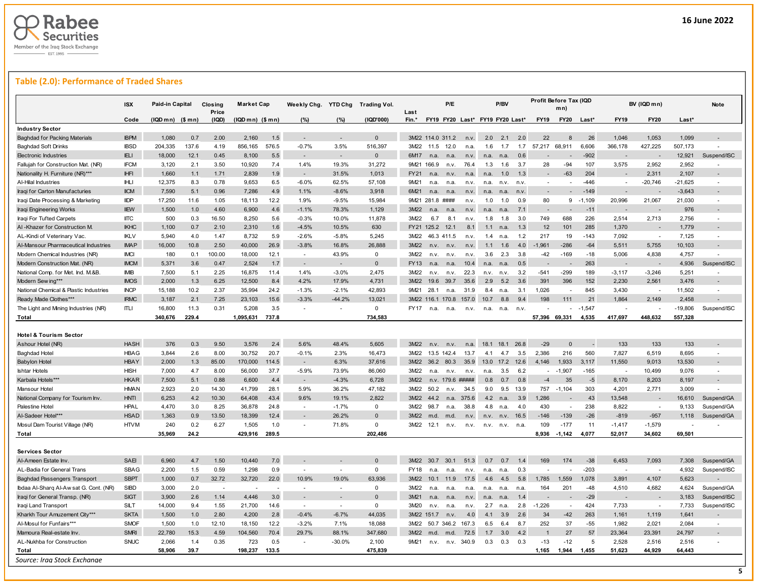16 June 2022

## Table (2.0): Performance of Traded Shares

| | ISX | Paid-in Capital | | Closing Price | Market Cap | | Weekly Chg. | YTD Chg | Trading Vol. | Last | P/E | | | P/BV | | | Profit Before Tax (IQD mn) | | | BV (IQD mn) | | | Note |
|---|---|---|---|---|---|---|---|---|---|---|---|---|---|---|---|---|---|---|---|---|---|---|---|
| | Code | (IQD mn) | ($ mn) | (IQD) | (IQD mn) | ($ mn) | (%) | (%) | (IQD'000) | Fin.* | FY19 | FY20 | Last* | FY19 | FY20 | Last* | FY19 | FY20 | Last* | FY19 | FY20 | Last* | |
| **Industry Sector** | | | | | | | | | | | | | | | | | | | | | | | |
| Baghdad for Packing Materials | IBPM | 1,080 | 0.7 | 2.00 | 2,160 | 1.5 | - | - | 0 | 3M22 | 114.0 | 311.2 | n.v. | 2.0 | 2.1 | 2.0 | 22 | 8 | 26 | 1,046 | 1,053 | 1,099 | - |
| Baghdad Soft Drinks | IBSD | 204,335 | 137.6 | 4.19 | 856,165 | 576.5 | -0.7% | 3.5% | 516,397 | 3M22 | 11.5 | 12.0 | n.a. | 1.6 | 1.7 | 1.7 | 57,217 | 68,911 | 6,606 | 366,178 | 427,225 | 507,173 | - |
| Electronic Industries | IELI | 18,000 | 12.1 | 0.45 | 8,100 | 5.5 | - | - | 0 | 6M17 | n.a. | n.a. | n.v. | n.a. | n.a. | 0.6 | - | - | -902 | - | - | 12,921 | Suspend/ISC |
| Fallujah for Construction Mat. (NR) | IFCM | 3,120 | 2.1 | 3.50 | 10,920 | 7.4 | 1.4% | 19.3% | 31,272 | 9M21 | 166.9 | n.v. | 76.4 | 1.3 | 1.6 | 3.7 | 28 | -94 | 107 | 3,575 | 2,952 | 2,952 | - |
| Nationality H. Furniture (NR)*** | IHFI | 1,660 | 1.1 | 1.71 | 2,839 | 1.9 | - | 31.5% | 1,013 | FY21 | n.a. | n.v. | n.a. | n.a. | 1.0 | 1.3 | - | -63 | 204 | - | 2,311 | 2,107 | - |
| Al-Hilal Industries | IHLI | 12,375 | 8.3 | 0.78 | 9,653 | 6.5 | -6.0% | 62.5% | 57,108 | 9M21 | n.a. | n.a. | n.v. | n.a. | n.v. | n.v. | - | - | -446 | - | -20,746 | -21,625 | - |
| Iraqi for Carton Manufacturies | IICM | 7,590 | 5.1 | 0.96 | 7,286 | 4.9 | 1.1% | -8.6% | 3,918 | 6M21 | n.a. | n.a. | n.v. | n.a. | n.a. | n.v. | - | - | -149 | - | - | -3,643 | - |
| Iraqi Date Processing & Marketing | IIDP | 17,250 | 11.6 | 1.05 | 18,113 | 12.2 | 1.9% | -9.5% | 15,984 | 9M21 | 281.8 | #### | n.v. | 1.0 | 1.0 | 0.9 | 80 | 9 | -1,109 | 20,996 | 21,067 | 21,030 | - |
| Iraqi Engineering Works | IIEW | 1,500 | 1.0 | 4.60 | 6,900 | 4.6 | -1.1% | 78.3% | 1,129 | 3M22 | n.a. | n.a. | n.v. | n.a. | n.a. | 7.1 | - | - | -11 | - | - | 976 | - |
| Iraqi For Tufted Carpets | IITC | 500 | 0.3 | 16.50 | 8,250 | 5.6 | -0.3% | 10.0% | 11,878 | 3M22 | 6.7 | 8.1 | n.v. | 1.8 | 1.8 | 3.0 | 749 | 688 | 226 | 2,514 | 2,713 | 2,756 | - |
| Al -Khazer for Construction M. | IKHC | 1,100 | 0.7 | 2.10 | 2,310 | 1.6 | -4.5% | 10.5% | 630 | FY21 | 125.2 | 12.1 | 8.1 | 1.1 | n.a. | 1.3 | 12 | 101 | 285 | 1,370 | - | 1,779 | - |
| AL-Kindi of Veterinary Vac. | IKLV | 5,940 | 4.0 | 1.47 | 8,732 | 5.9 | -2.6% | -5.8% | 5,245 | 3M22 | 46.3 | 411.5 | n.v. | 1.4 | n.a. | 1.2 | 217 | 19 | -143 | 7,092 | - | 7,125 | - |
| Al-Mansour Pharmaceutical Industries | IMAP | 16,000 | 10.8 | 2.50 | 40,000 | 26.9 | -3.8% | 16.8% | 26,888 | 3M22 | n.v. | n.v. | n.v. | 1.1 | 1.6 | 4.0 | -1,961 | -286 | -64 | 5,511 | 5,755 | 10,103 | - |
| Modern Chemical Industries (NR) | IMCI | 180 | 0.1 | 100.00 | 18,000 | 12.1 | - | 43.9% | 0 | 3M22 | n.v. | n.v. | n.v. | 3.6 | 2.3 | 3.8 | -42 | -169 | -18 | 5,006 | 4,838 | 4,757 | - |
| Modern Construction Mat. (NR) | IMCM | 5,371 | 3.6 | 0.47 | 2,524 | 1.7 | - | - | 0 | FY13 | n.a. | n.a. | 10.4 | n.a. | n.a. | 0.5 | - | - | 263 | - | - | 4,936 | Suspend/ISC |
| National Comp. for Met. Ind. M.&B. | IMIB | 7,500 | 5.1 | 2.25 | 16,875 | 11.4 | 1.4% | -3.0% | 2,475 | 3M22 | n.v. | n.v. | 22.3 | n.v. | n.v. | 3.2 | -541 | -299 | 189 | -3,117 | -3,246 | 5,251 | - |
| Modern Sewing*** | IMOS | 2,000 | 1.3 | 6.25 | 12,500 | 8.4 | 4.2% | 17.9% | 4,731 | 3M22 | 19.6 | 39.7 | 35.6 | 2.9 | 5.2 | 3.6 | 391 | 396 | 152 | 2,230 | 2,561 | 3,476 | - |
| National Chemical & Plastic Industries | INCP | 15,188 | 10.2 | 2.37 | 35,994 | 24.2 | -1.3% | -2.1% | 42,893 | 9M21 | 28.1 | n.a. | 31.9 | 8.4 | n.a. | 3.1 | 1,026 | - | 845 | 3,430 | - | 11,502 | - |
| Ready Made Clothes*** | IRMC | 3,187 | 2.1 | 7.25 | 23,103 | 15.6 | -3.3% | -44.2% | 13,021 | 3M22 | 116.1 | 170.8 | 157.0 | 10.7 | 8.8 | 9.4 | 198 | 111 | 21 | 1,864 | 2,149 | 2,458 | - |
| The Light and Mining Industries (NR) | ITLI | 16,800 | 11.3 | 0.31 | 5,208 | 3.5 | - | - | 0 | FY17 | n.a. | n.a. | n.v. | n.a. | n.a. | n.v. | - | - | -1,547 | - | - | -19,806 | Suspend/ISC |
| **Total** | | **340,676** | **229.4** | | **1,095,631** | **737.8** | | | **734,583** | | | | | | | | **57,396** | **69,331** | **4,535** | **417,697** | **448,632** | **557,328** | |
| **Hotel & Tourism Sector** | | | | | | | | | | | | | | | | | | | | | | | |
| Ashour Hotel (NR) | HASH | 376 | 0.3 | 9.50 | 3,576 | 2.4 | 5.6% | 48.4% | 5,605 | 3M22 | n.v. | n.v. | n.a. | 18.1 | 18.1 | 26.8 | -29 | 0 | - | 133 | 133 | 133 | - |
| Baghdad Hotel | HBAG | 3,844 | 2.6 | 8.00 | 30,752 | 20.7 | -0.1% | 2.3% | 16,473 | 3M22 | 13.5 | 142.4 | 13.7 | 4.1 | 4.7 | 3.5 | 2,386 | 216 | 560 | 7,827 | 6,519 | 8,695 | - |
| Babylon Hotel | HBAY | 2,000 | 1.3 | 85.00 | 170,000 | 114.5 | - | 6.3% | 37,616 | 3M22 | 36.2 | 80.3 | 35.9 | 13.0 | 17.2 | 12.6 | 4,146 | 1,933 | 3,117 | 11,550 | 9,013 | 13,530 | - |
| Ishtar Hotels | HISH | 7,000 | 4.7 | 8.00 | 56,000 | 37.7 | -5.9% | 73.9% | 86,060 | 3M22 | n.a. | n.v. | n.v. | n.a. | 3.5 | 6.2 | - | -1,907 | -165 | - | 10,499 | 9,076 | - |
| Karbala Hotels*** | HKAR | 7,500 | 5.1 | 0.88 | 6,600 | 4.4 | - | -4.3% | 6,728 | 3M22 | n.v. | 179.6 | ##### | 0.8 | 0.7 | 0.8 | -4 | 35 | -5 | 8,170 | 8,203 | 8,197 | - |
| Mansour Hotel | HMAN | 2,923 | 2.0 | 14.30 | 41,799 | 28.1 | 5.9% | 36.2% | 47,182 | 3M22 | 50.2 | n.v. | 34.5 | 9.0 | 9.5 | 13.9 | 757 | -1,104 | 303 | 4,201 | 2,771 | 3,009 | - |
| National Company for Tourism Inv. | HNTI | 6,253 | 4.2 | 10.30 | 64,408 | 43.4 | 9.6% | 19.1% | 2,822 | 3M22 | 44.2 | n.a. | 375.6 | 4.2 | n.a. | 3.9 | 1,286 | - | 43 | 13,548 | - | 16,610 | Suspend/GA |
| Palestine Hotel | HPAL | 4,470 | 3.0 | 8.25 | 36,878 | 24.8 | - | -1.7% | 0 | 3M22 | 98.7 | n.a. | 38.8 | 4.8 | n.a. | 4.0 | 430 | - | 238 | 8,822 | - | 9,133 | Suspend/GA |
| Al-Sadeer Hotel*** | HSAD | 1,363 | 0.9 | 13.50 | 18,399 | 12.4 | - | 26.2% | 0 | 3M22 | m.d. | m.d. | n.v. | n.v. | n.v. | 16.5 | -146 | -139 | -26 | -819 | -957 | 1,118 | Suspend/GA |
| Mosul Dam Tourist Village (NR) | HTVM | 240 | 0.2 | 6.27 | 1,505 | 1.0 | - | 71.8% | 0 | 3M22 | 12.1 | n.v. | n.v. | n.v. | n.v. | n.a. | 109 | -177 | 11 | -1,417 | -1,579 | - | - |
| **Total** | | **35,969** | **24.2** | | **429,916** | **289.5** | | | **202,486** | | | | | | | | **8,936** | **-1,142** | **4,077** | **52,017** | **34,602** | **69,501** | |
| **Services Sector** | | | | | | | | | | | | | | | | | | | | | | | |
| Al-Ameen Estate Inv. | SAEI | 6,960 | 4.7 | 1.50 | 10,440 | 7.0 | - | - | 0 | 3M22 | 30.7 | 30.1 | 51.3 | 0.7 | 0.7 | 1.4 | 169 | 174 | -38 | 6,453 | 7,093 | 7,308 | Suspend/GA |
| AL-Badia for General Trans | SBAG | 2,200 | 1.5 | 0.59 | 1,298 | 0.9 | - | - | 0 | FY18 | n.a. | n.a. | n.v. | n.a. | n.a. | 0.3 | - | - | -203 | - | - | 4,932 | Suspend/ISC |
| Baghdad Passengers Transport | SBPT | 1,000 | 0.7 | 32.72 | 32,720 | 22.0 | 10.9% | 19.0% | 63,936 | 3M22 | 10.1 | 11.9 | 17.5 | 4.6 | 4.5 | 5.8 | 1,785 | 1,559 | 1,078 | 3,891 | 4,107 | 5,623 | - |
| Ibdaa Al-Sharq Al-Awsat G. Cont. (NR) | SIBD | 3,000 | 2.0 | - | - | - | - | - | 0 | 3M22 | n.a. | n.a. | n.a. | n.a. | n.a. | n.a. | 164 | 201 | -48 | 4,510 | 4,682 | 4,624 | Suspend/GA |
| Iraqi for General Transp. (NR) | SIGT | 3,900 | 2.6 | 1.14 | 4,446 | 3.0 | - | - | 0 | 3M21 | n.a. | n.a. | n.v. | n.a. | n.a. | 1.4 | - | - | -29 | - | - | 3,183 | Suspend/ISC |
| Iraqi Land Transport | SILT | 14,000 | 9.4 | 1.55 | 21,700 | 14.6 | - | - | 0 | 3M20 | n.v. | n.a. | n.v. | 2.7 | n.a. | 2.8 | -1,226 | - | 424 | 7,733 | - | 7,733 | Suspend/ISC |
| Kharkh Tour Amuzement City*** | SKTA | 1,500 | 1.0 | 2.80 | 4,200 | 2.8 | -0.4% | -6.7% | 44,035 | 3M22 | 151.7 | n.v. | 4.0 | 4.1 | 3.9 | 2.6 | 34 | -42 | 263 | 1,161 | 1,119 | 1,641 | - |
| Al-Mosul for Funfairs*** | SMOF | 1,500 | 1.0 | 12.10 | 18,150 | 12.2 | -3.2% | 7.1% | 18,088 | 3M22 | 50.7 | 346.2 | 167.3 | 6.5 | 6.4 | 8.7 | 252 | 37 | -55 | 1,982 | 2,021 | 2,084 | - |
| Mamoura Real-estate Inv. | SMRI | 22,780 | 15.3 | 4.59 | 104,560 | 70.4 | 29.7% | 88.1% | 347,680 | 3M22 | m.d. | m.d. | 72.5 | 1.7 | 3.0 | 4.2 | 1 | 27 | 57 | 23,364 | 23,391 | 24,797 | - |
| AL-Nukhba for Construction | SNUC | 2,066 | 1.4 | 0.35 | 723 | 0.5 | - | -30.0% | 2,100 | 9M21 | n.v. | n.v. | 340.9 | 0.3 | 0.3 | 0.3 | -13 | -12 | 5 | 2,528 | 2,516 | 2,516 | - |
| **Total** | | **58,906** | **39.7** | | **198,237** | **133.5** | | | **475,839** | | | | | | | | **1,165** | **1,944** | **1,455** | **51,623** | **44,929** | **64,443** | |

*Source: Iraq Stock Exchange*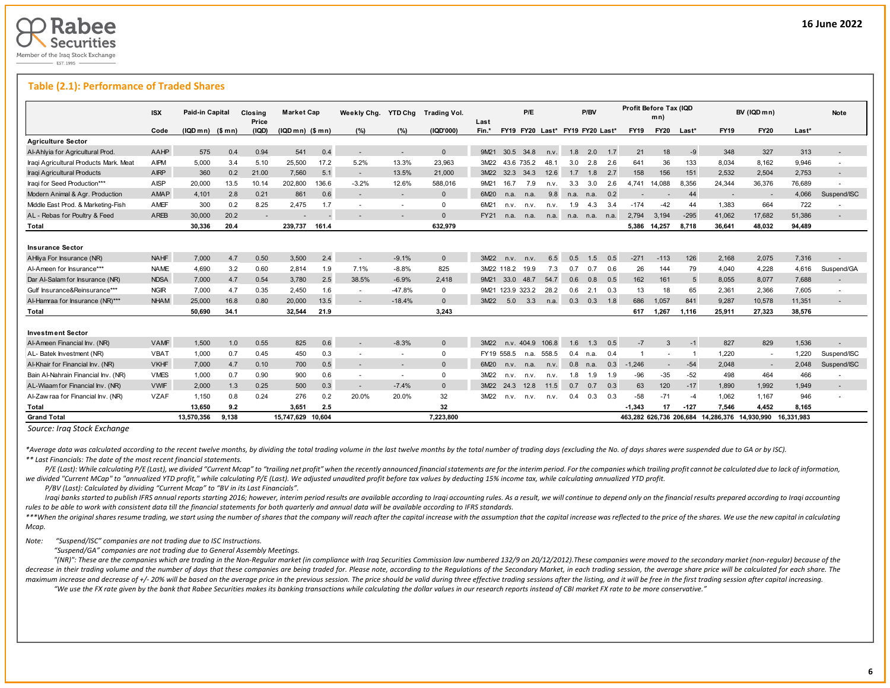## Table (2.1): Performance of Traded Shares

| | ISX | Paid-in Capital | | Closing Price | Market Cap | | Weekly Chg. | YTD Chg | Trading Vol. | Last | P/E | | | P/BV | | | Profit Before Tax (IQD mn) | | | BV (IQD mn) | | | Note |
|---|---|---|---|---|---|---|---|---|---|---|---|---|---|---|---|---|---|---|---|---|---|---|---|
| | Code | (IQD mn) | ($ mn) | (IQD) | (IQD mn) | ($ mn) | (%) | (%) | (IQD'000) | Fin.* | FY19 | FY20 | Last* | FY19 | FY20 | Last* | FY19 | FY20 | Last* | FY19 | FY20 | Last* | |
| **Agriculture Sector** | | | | | | | | | | | | | | | | | | | | | | | |
| Al-Ahlyia for Agricultural Prod. | AAHP | 575 | 0.4 | 0.94 | 541 | 0.4 | - | - | 0 | 9M21 | 30.5 | 34.8 | n.v. | 1.8 | 2.0 | 1.7 | 21 | 18 | -9 | 348 | 327 | 313 | - |
| Iraqi Agricultural Products Mark. Meat | AIPM | 5,000 | 3.4 | 5.10 | 25,500 | 17.2 | 5.2% | 13.3% | 23,963 | 3M22 | 43.6 | 735.2 | 48.1 | 3.0 | 2.8 | 2.6 | 641 | 36 | 133 | 8,034 | 8,162 | 9,946 | - |
| Iraqi Agricultural Products | AIRP | 360 | 0.2 | 21.00 | 7,560 | 5.1 | - | 13.5% | 21,000 | 3M22 | 32.3 | 34.3 | 12.6 | 1.7 | 1.8 | 2.7 | 158 | 156 | 151 | 2,532 | 2,504 | 2,753 | - |
| Iraqi for Seed Production*** | AISP | 20,000 | 13.5 | 10.14 | 202,800 | 136.6 | -3.2% | 12.6% | 588,016 | 9M21 | 16.7 | 7.9 | n.v. | 3.3 | 3.0 | 2.6 | 4,741 | 14,088 | 8,356 | 24,344 | 36,376 | 76,689 | - |
| Modern Animal & Agr. Production | AMAP | 4,101 | 2.8 | 0.21 | 861 | 0.6 | - | - | 0 | 6M20 | n.a. | n.a. | 9.8 | n.a. | n.a. | 0.2 | - | - | 44 | - | - | 4,066 | Suspend/ISC |
| Middle East Prod. & Marketing-Fish | AMEF | 300 | 0.2 | 8.25 | 2,475 | 1.7 | - | - | 0 | 6M21 | n.v. | n.v. | n.v. | 1.9 | 4.3 | 3.4 | -174 | -42 | 44 | 1,383 | 664 | 722 | - |
| AL - Rebas for Poultry & Feed | AREB | 30,000 | 20.2 | - | - | - | - | - | 0 | FY21 | n.a. | n.a. | n.a. | n.a. | n.a. | n.a. | 2,794 | 3,194 | -295 | 41,062 | 17,682 | 51,386 | - |
| **Total** | | **30,336** | **20.4** | | **239,737** | **161.4** | | | **632,979** | | | | | | | | **5,386** | **14,257** | **8,718** | **36,641** | **48,032** | **94,489** | |
| **Insurance Sector** | | | | | | | | | | | | | | | | | | | | | | | |
| AHliya For Insurance (NR) | NAHF | 7,000 | 4.7 | 0.50 | 3,500 | 2.4 | - | -9.1% | 0 | 3M22 | n.v. | n.v. | 6.5 | 0.5 | 1.5 | 0.5 | -271 | -113 | 126 | 2,168 | 2,075 | 7,316 | - |
| Al-Ameen for Insurance*** | NAME | 4,690 | 3.2 | 0.60 | 2,814 | 1.9 | 7.1% | -8.8% | 825 | 3M22 | 118.2 | 19.9 | 7.3 | 0.7 | 0.7 | 0.6 | 26 | 144 | 79 | 4,040 | 4,228 | 4,616 | Suspend/GA |
| Dar Al-Salam for Insurance (NR) | NDSA | 7,000 | 4.7 | 0.54 | 3,780 | 2.5 | 38.5% | -6.9% | 2,418 | 9M21 | 33.0 | 48.7 | 54.7 | 0.6 | 0.8 | 0.5 | 162 | 161 | 5 | 8,055 | 8,077 | 7,688 | - |
| Gulf Insurance&Reinsurance*** | NGIR | 7,000 | 4.7 | 0.35 | 2,450 | 1.6 | - | -47.8% | 0 | 9M21 | 123.9 | 323.2 | 28.2 | 0.6 | 2.1 | 0.3 | 13 | 18 | 65 | 2,361 | 2,366 | 7,605 | - |
| Al-Hamraa for Insurance (NR)*** | NHAM | 25,000 | 16.8 | 0.80 | 20,000 | 13.5 | - | -18.4% | 0 | 3M22 | 5.0 | 3.3 | n.a. | 0.3 | 0.3 | 1.8 | 686 | 1,057 | 841 | 9,287 | 10,578 | 11,351 | - |
| **Total** | | **50,690** | **34.1** | | **32,544** | **21.9** | | | **3,243** | | | | | | | | **617** | **1,267** | **1,116** | **25,911** | **27,323** | **38,576** | |
| **Investment Sector** | | | | | | | | | | | | | | | | | | | | | | | |
| Al-Ameen Financial Inv. (NR) | VAMF | 1,500 | 1.0 | 0.55 | 825 | 0.6 | - | -8.3% | 0 | 3M22 | n.v. | 404.9 | 106.8 | 1.6 | 1.3 | 0.5 | -7 | 3 | -1 | 827 | 829 | 1,536 | - |
| AL- Batek Investment (NR) | VBAT | 1,000 | 0.7 | 0.45 | 450 | 0.3 | - | - | 0 | FY19 | 558.5 | n.a. | 558.5 | 0.4 | n.a. | 0.4 | 1 | - | 1 | 1,220 | - | 1,220 | Suspend/ISC |
| Al-Khair for Financial Inv. (NR) | VKHF | 7,000 | 4.7 | 0.10 | 700 | 0.5 | - | - | 0 | 6M20 | n.v. | n.a. | n.v. | 0.8 | n.a. | 0.3 | -1,246 | - | -54 | 2,048 | - | 2,048 | Suspend/ISC |
| Bain Al-Nahrain Financial Inv. (NR) | VMES | 1,000 | 0.7 | 0.90 | 900 | 0.6 | - | - | 0 | 3M22 | n.v. | n.v. | n.v. | 1.8 | 1.9 | 1.9 | -96 | -35 | -52 | 498 | 464 | 466 | - |
| AL-Wiaam for Financial Inv. (NR) | VWIF | 2,000 | 1.3 | 0.25 | 500 | 0.3 | - | -7.4% | 0 | 3M22 | 24.3 | 12.8 | 11.5 | 0.7 | 0.7 | 0.3 | 63 | 120 | -17 | 1,890 | 1,992 | 1,949 | - |
| Al-Zawraa for Financial Inv. (NR) | VZAF | 1,150 | 0.8 | 0.24 | 276 | 0.2 | 20.0% | 20.0% | 32 | 3M22 | n.v. | n.v. | n.v. | 0.4 | 0.3 | 0.3 | -58 | -71 | -4 | 1,062 | 1,167 | 946 | - |
| **Total** | | **13,650** | **9.2** | | **3,651** | **2.5** | | | **32** | | | | | | | | **-1,343** | **17** | **-127** | **7,546** | **4,452** | **8,165** | |
| **Grand Total** | | **13,570,356** | **9,138** | | **15,747,629** | **10,604** | | | **7,223,800** | | | | | | | | **463,282** | **626,736** | **206,684** | **14,286,376** | **14,930,990** | **16,331,983** | |

*Source: Iraq Stock Exchange*

*\*Average data was calculated according to the recent twelve months, by dividing the total trading volume in the last twelve months by the total number of trading days (excluding the No. of days shares were suspended due to GA or by ISC).*

*\*\* Last Financials: The date of the most recent financial statements.*

*P/E (Last): While calculating P/E (Last), we divided "Current Mcap" to "trailing net profit" when the recently announced financial statements are for the interim period. For the companies which trailing profit cannot be calculated due to lack of information, we divided "Current MCap" to "annualized YTD profit," while calculating P/E (Last). We adjusted unaudited profit before tax values by deducting 15% income tax, while calculating annualized YTD profit.*

*P/BV (Last): Calculated by dividing "Current Mcap" to "BV in its Last Financials".*

*Iraqi banks started to publish IFRS annual reports starting 2016; however, interim period results are available according to Iraqi accounting rules. As a result, we will continue to depend only on the financial results prepared according to Iraqi accounting rules to be able to work with consistent data till the financial statements for both quarterly and annual data will be available according to IFRS standards.*

*\*\*\*When the original shares resume trading, we start using the number of shares that the company will reach after the capital increase with the assumption that the capital increase was reflected to the price of the shares. We use the new capital in calculating Mcap.*

*Note: "Suspend/ISC" companies are not trading due to ISC Instructions.*

*"Suspend/GA" companies are not trading due to General Assembly Meetings.*

*"(NR)": These are the companies which are trading in the Non-Regular market (in compliance with Iraq Securities Commission law numbered 132/9 on 20/12/2012).These companies were moved to the secondary market (non-regular) because of the decrease in their trading volume and the number of days that these companies are being traded for. Please note, according to the Regulations of the Secondary Market, in each trading session, the average share price will be calculated for each share. The maximum increase and decrease of +/- 20% will be based on the average price in the previous session. The price should be valid during three effective trading sessions after the listing, and it will be free in the first trading session after capital increasing.*

*"We use the FX rate given by the bank that Rabee Securities makes its banking transactions while calculating the dollar values in our research reports instead of CBI market FX rate to be more conservative."*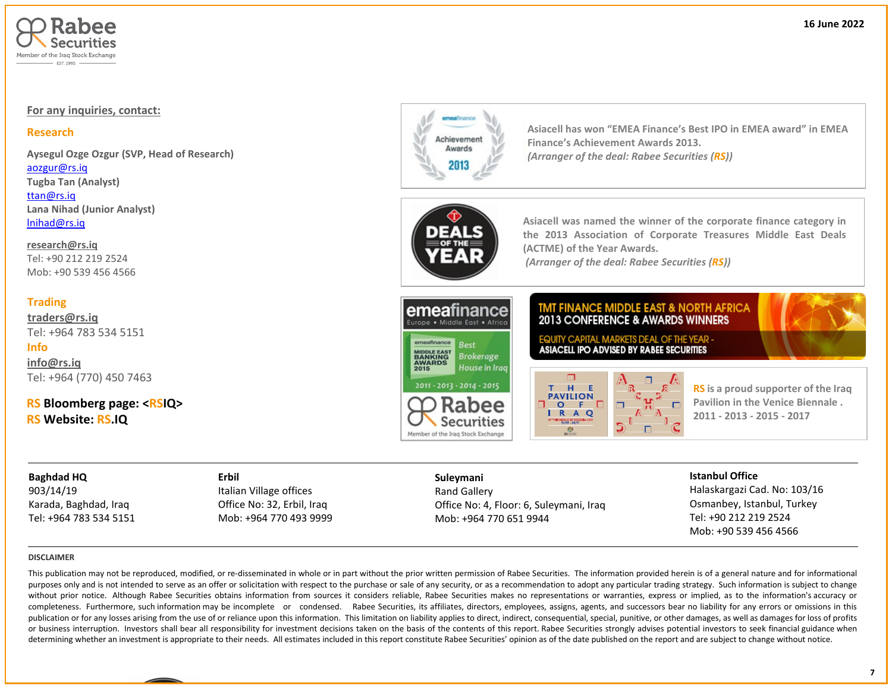16 June 2022

**For any inquiries, contact:**

**Research**

**Aysegul Ozge Ozgur (SVP, Head of Research)**
aozgur@rs.iq
**Tugba Tan (Analyst)**
ttan@rs.iq
**Lana Nihad (Junior Analyst)**
lnihad@rs.iq

research@rs.iq
Tel: +90 212 219 2524
Mob: +90 539 456 4566

**Trading**
traders@rs.iq
Tel: +964 783 534 5151

**Info**
info@rs.iq
Tel: +964 (770) 450 7463

**RS Bloomberg page: <RSIQ>**
**RS Website: RS.IQ**

Asiacell has won "EMEA Finance's Best IPO in EMEA award" in EMEA Finance's Achievement Awards 2013.
*(Arranger of the deal: Rabee Securities (RS))*

Asiacell was named the winner of the corporate finance category in the 2013 Association of Corporate Treasures Middle East Deals (ACTME) of the Year Awards.
*(Arranger of the deal: Rabee Securities (RS))*

TMT FINANCE MIDDLE EAST & NORTH AFRICA 2013 CONFERENCE & AWARDS WINNERS
EQUITY CAPITAL MARKETS DEAL OF THE YEAR - ASIACELL IPO ADVISED BY RABEE SECURITIES

emeafinance Middle East Banking Awards 2015 – Best Brokerage House in Iraq – 2011 - 2013 - 2014 - 2015

RS is a proud supporter of the Iraq Pavilion in the Venice Biennale. 2011 - 2013 - 2015 - 2017

**Baghdad HQ**
903/14/19
Karada, Baghdad, Iraq
Tel: +964 783 534 5151

**Erbil**
Italian Village offices
Office No: 32, Erbil, Iraq
Mob: +964 770 493 9999

**Suleymani**
Rand Gallery
Office No: 4, Floor: 6, Suleymani, Iraq
Mob: +964 770 651 9944

**Istanbul Office**
Halaskargazi Cad. No: 103/16
Osmanbey, Istanbul, Turkey
Tel: +90 212 219 2524
Mob: +90 539 456 4566

**DISCLAIMER**

This publication may not be reproduced, modified, or re-disseminated in whole or in part without the prior written permission of Rabee Securities. The information provided herein is of a general nature and for informational purposes only and is not intended to serve as an offer or solicitation with respect to the purchase or sale of any security, or as a recommendation to adopt any particular trading strategy. Such information is subject to change without prior notice. Although Rabee Securities obtains information from sources it considers reliable, Rabee Securities makes no representations or warranties, express or implied, as to the information's accuracy or completeness. Furthermore, such information may be incomplete or condensed. Rabee Securities, its affiliates, directors, employees, assigns, agents, and successors bear no liability for any errors or omissions in this publication or for any losses arising from the use of or reliance upon this information. This limitation on liability applies to direct, indirect, consequential, special, punitive, or other damages, as well as damages for loss of profits or business interruption. Investors shall bear all responsibility for investment decisions taken on the basis of the contents of this report. Rabee Securities strongly advises potential investors to seek financial guidance when determining whether an investment is appropriate to their needs. All estimates included in this report constitute Rabee Securities' opinion as of the date published on the report and are subject to change without notice.